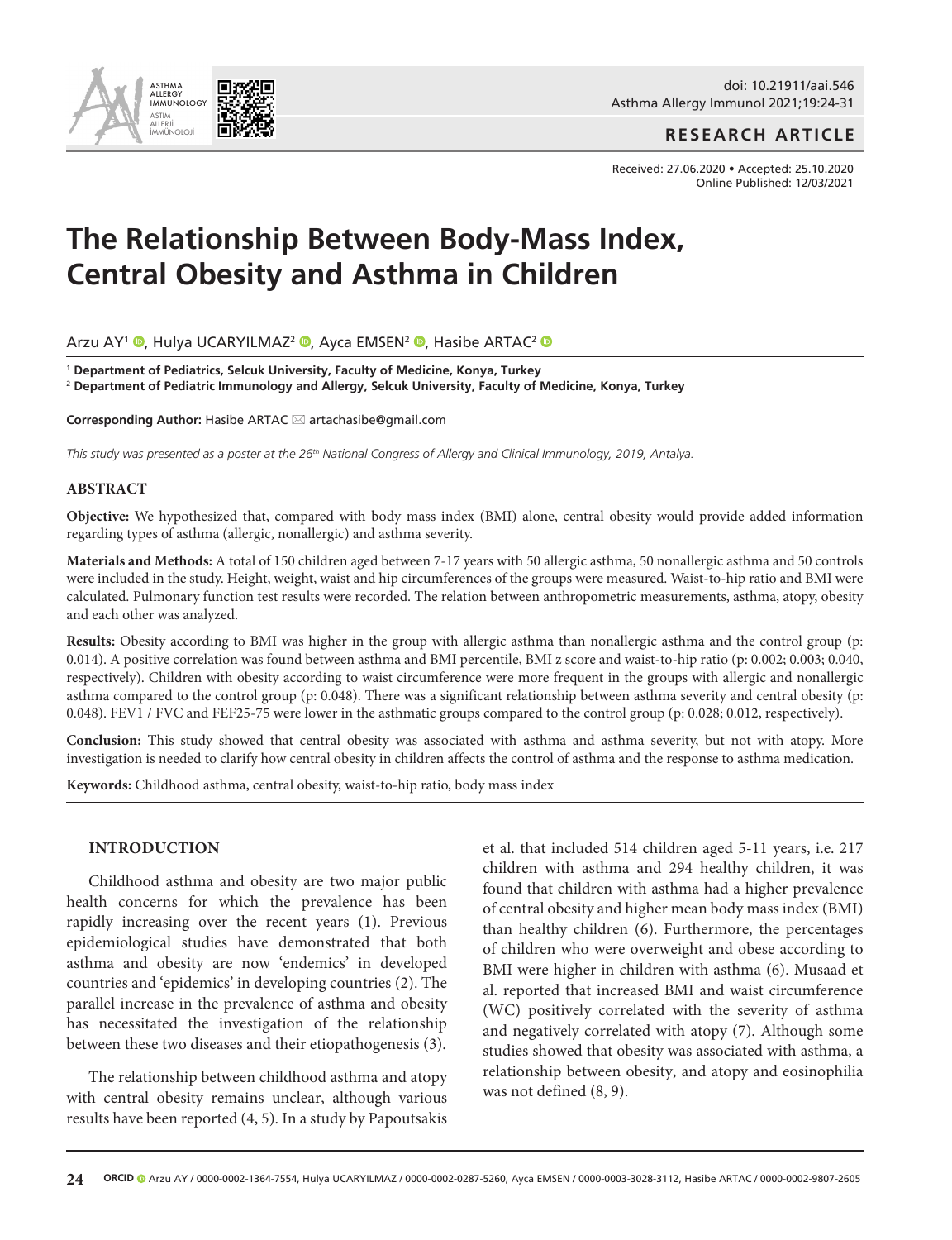doi: 10.21911/aai.546

**RESEARCH ARTICLE**

Received: 27.06.2020 • Accepted: 25.10.2020
Online Published: 12/03/2021

# The Relationship Between Body-Mass Index, Central Obesity and Asthma in Children

Arzu AY[1], Hulya UCARYILMAZ[2], Ayca EMSEN[2], Hasibe ARTAC[2]

[1] **Department of Pediatrics, Selcuk University, Faculty of Medicine, Konya, Turkey**
[2] **Department of Pediatric Immunology and Allergy, Selcuk University, Faculty of Medicine, Konya, Turkey**

**Corresponding Author:** Hasibe ARTAC ✉ artachasibe@gmail.com

*This study was presented as a poster at the 26th National Congress of Allergy and Clinical Immunology, 2019, Antalya.*

## ABSTRACT

**Objective:** We hypothesized that, compared with body mass index (BMI) alone, central obesity would provide added information regarding types of asthma (allergic, nonallergic) and asthma severity.

**Materials and Methods:** A total of 150 children aged between 7-17 years with 50 allergic asthma, 50 nonallergic asthma and 50 controls were included in the study. Height, weight, waist and hip circumferences of the groups were measured. Waist-to-hip ratio and BMI were calculated. Pulmonary function test results were recorded. The relation between anthropometric measurements, asthma, atopy, obesity and each other was analyzed.

**Results:** Obesity according to BMI was higher in the group with allergic asthma than nonallergic asthma and the control group (p: 0.014). A positive correlation was found between asthma and BMI percentile, BMI z score and waist-to-hip ratio (p: 0.002; 0.003; 0.040, respectively). Children with obesity according to waist circumference were more frequent in the groups with allergic and nonallergic asthma compared to the control group (p: 0.048). There was a significant relationship between asthma severity and central obesity (p: 0.048). FEV1 / FVC and FEF25-75 were lower in the asthmatic groups compared to the control group (p: 0.028; 0.012, respectively).

**Conclusion:** This study showed that central obesity was associated with asthma and asthma severity, but not with atopy. More investigation is needed to clarify how central obesity in children affects the control of asthma and the response to asthma medication.

**Keywords:** Childhood asthma, central obesity, waist-to-hip ratio, body mass index

## INTRODUCTION

Childhood asthma and obesity are two major public health concerns for which the prevalence has been rapidly increasing over the recent years (1). Previous epidemiological studies have demonstrated that both asthma and obesity are now 'endemics' in developed countries and 'epidemics' in developing countries (2). The parallel increase in the prevalence of asthma and obesity has necessitated the investigation of the relationship between these two diseases and their etiopathogenesis (3).

The relationship between childhood asthma and atopy with central obesity remains unclear, although various results have been reported (4, 5). In a study by Papoutsakis et al. that included 514 children aged 5-11 years, i.e. 217 children with asthma and 294 healthy children, it was found that children with asthma had a higher prevalence of central obesity and higher mean body mass index (BMI) than healthy children (6). Furthermore, the percentages of children who were overweight and obese according to BMI were higher in children with asthma (6). Musaad et al. reported that increased BMI and waist circumference (WC) positively correlated with the severity of asthma and negatively correlated with atopy (7). Although some studies showed that obesity was associated with asthma, a relationship between obesity, and atopy and eosinophilia was not defined (8, 9).

ORCID Arzu AY / 0000-0002-1364-7554, Hulya UCARYILMAZ / 0000-0002-0287-5260, Ayca EMSEN / 0000-0003-3028-3112, Hasibe ARTAC / 0000-0002-9807-2605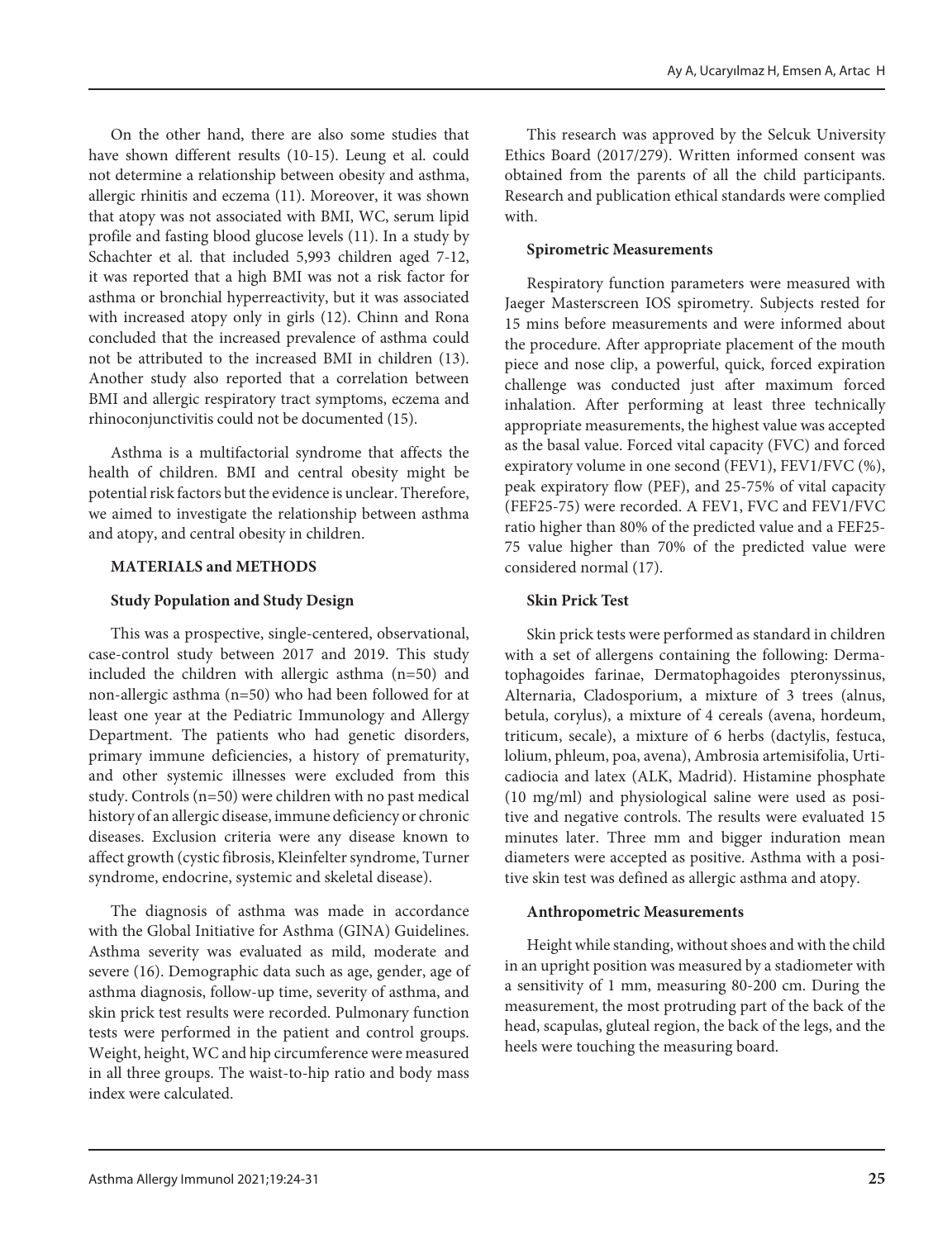On the other hand, there are also some studies that have shown different results (10-15). Leung et al. could not determine a relationship between obesity and asthma, allergic rhinitis and eczema (11). Moreover, it was shown that atopy was not associated with BMI, WC, serum lipid profile and fasting blood glucose levels (11). In a study by Schachter et al. that included 5,993 children aged 7-12, it was reported that a high BMI was not a risk factor for asthma or bronchial hyperreactivity, but it was associated with increased atopy only in girls (12). Chinn and Rona concluded that the increased prevalence of asthma could not be attributed to the increased BMI in children (13). Another study also reported that a correlation between BMI and allergic respiratory tract symptoms, eczema and rhinoconjunctivitis could not be documented (15).

Asthma is a multifactorial syndrome that affects the health of children. BMI and central obesity might be potential risk factors but the evidence is unclear. Therefore, we aimed to investigate the relationship between asthma and atopy, and central obesity in children.

## MATERIALS and METHODS

### Study Population and Study Design

This was a prospective, single-centered, observational, case-control study between 2017 and 2019. This study included the children with allergic asthma (n=50) and non-allergic asthma (n=50) who had been followed for at least one year at the Pediatric Immunology and Allergy Department. The patients who had genetic disorders, primary immune deficiencies, a history of prematurity, and other systemic illnesses were excluded from this study. Controls (n=50) were children with no past medical history of an allergic disease, immune deficiency or chronic diseases. Exclusion criteria were any disease known to affect growth (cystic fibrosis, Kleinfelter syndrome, Turner syndrome, endocrine, systemic and skeletal disease).

The diagnosis of asthma was made in accordance with the Global Initiative for Asthma (GINA) Guidelines. Asthma severity was evaluated as mild, moderate and severe (16). Demographic data such as age, gender, age of asthma diagnosis, follow-up time, severity of asthma, and skin prick test results were recorded. Pulmonary function tests were performed in the patient and control groups. Weight, height, WC and hip circumference were measured in all three groups. The waist-to-hip ratio and body mass index were calculated.

This research was approved by the Selcuk University Ethics Board (2017/279). Written informed consent was obtained from the parents of all the child participants. Research and publication ethical standards were complied with.

### Spirometric Measurements

Respiratory function parameters were measured with Jaeger Masterscreen IOS spirometry. Subjects rested for 15 mins before measurements and were informed about the procedure. After appropriate placement of the mouth piece and nose clip, a powerful, quick, forced expiration challenge was conducted just after maximum forced inhalation. After performing at least three technically appropriate measurements, the highest value was accepted as the basal value. Forced vital capacity (FVC) and forced expiratory volume in one second (FEV1), FEV1/FVC (%), peak expiratory flow (PEF), and 25-75% of vital capacity (FEF25-75) were recorded. A FEV1, FVC and FEV1/FVC ratio higher than 80% of the predicted value and a FEF25-75 value higher than 70% of the predicted value were considered normal (17).

### Skin Prick Test

Skin prick tests were performed as standard in children with a set of allergens containing the following: Dermatophagoides farinae, Dermatophagoides pteronyssinus, Alternaria, Cladosporium, a mixture of 3 trees (alnus, betula, corylus), a mixture of 4 cereals (avena, hordeum, triticum, secale), a mixture of 6 herbs (dactylis, festuca, lolium, phleum, poa, avena), Ambrosia artemisifolia, Urticadiocia and latex (ALK, Madrid). Histamine phosphate (10 mg/ml) and physiological saline were used as positive and negative controls. The results were evaluated 15 minutes later. Three mm and bigger induration mean diameters were accepted as positive. Asthma with a positive skin test was defined as allergic asthma and atopy.

### Anthropometric Measurements

Height while standing, without shoes and with the child in an upright position was measured by a stadiometer with a sensitivity of 1 mm, measuring 80-200 cm. During the measurement, the most protruding part of the back of the head, scapulas, gluteal region, the back of the legs, and the heels were touching the measuring board.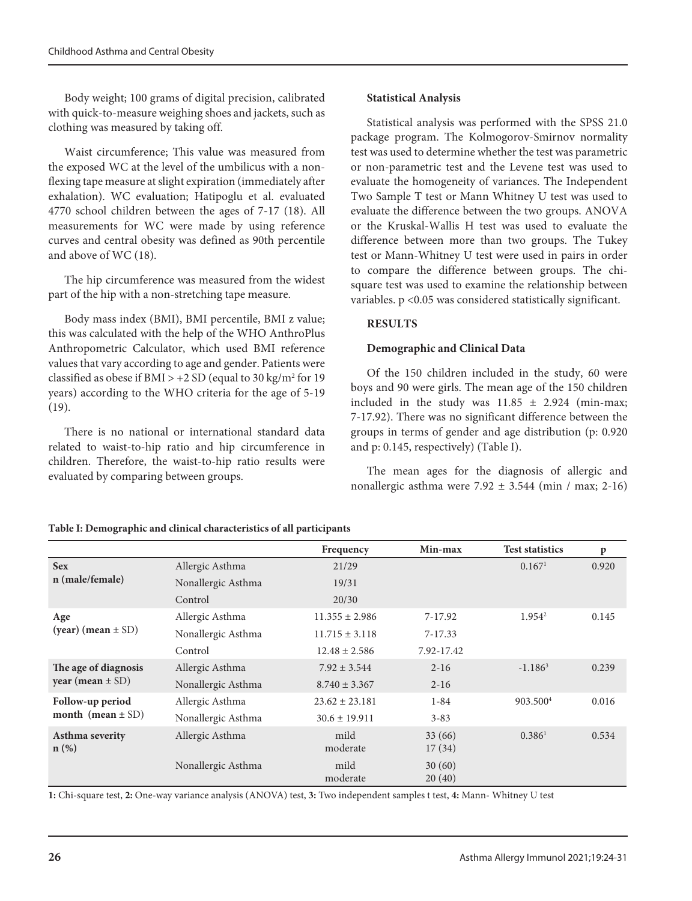Body weight; 100 grams of digital precision, calibrated with quick-to-measure weighing shoes and jackets, such as clothing was measured by taking off.

Waist circumference; This value was measured from the exposed WC at the level of the umbilicus with a non-flexing tape measure at slight expiration (immediately after exhalation). WC evaluation; Hatipoglu et al. evaluated 4770 school children between the ages of 7-17 (18). All measurements for WC were made by using reference curves and central obesity was defined as 90th percentile and above of WC (18).

The hip circumference was measured from the widest part of the hip with a non-stretching tape measure.

Body mass index (BMI), BMI percentile, BMI z value; this was calculated with the help of the WHO AnthroPlus Anthropometric Calculator, which used BMI reference values that vary according to age and gender. Patients were classified as obese if BMI > +2 SD (equal to 30 kg/m$^2$ for 19 years) according to the WHO criteria for the age of 5-19 (19).

There is no national or international standard data related to waist-to-hip ratio and hip circumference in children. Therefore, the waist-to-hip ratio results were evaluated by comparing between groups.

**Statistical Analysis**

Statistical analysis was performed with the SPSS 21.0 package program. The Kolmogorov-Smirnov normality test was used to determine whether the test was parametric or non-parametric test and the Levene test was used to evaluate the homogeneity of variances. The Independent Two Sample T test or Mann Whitney U test was used to evaluate the difference between the two groups. ANOVA or the Kruskal-Wallis H test was used to evaluate the difference between more than two groups. The Tukey test or Mann-Whitney U test were used in pairs in order to compare the difference between groups. The chi-square test was used to examine the relationship between variables. p <0.05 was considered statistically significant.

## RESULTS

### Demographic and Clinical Data

Of the 150 children included in the study, 60 were boys and 90 were girls. The mean age of the 150 children included in the study was 11.85 ± 2.924 (min-max; 7-17.92). There was no significant difference between the groups in terms of gender and age distribution (p: 0.920 and p: 0.145, respectively) (Table I).

The mean ages for the diagnosis of allergic and nonallergic asthma were 7.92 ± 3.544 (min / max; 2-16)

**Table I: Demographic and clinical characteristics of all participants**

| | | Frequency | Min-max | Test statistics | p |
|---|---|---|---|---|---|
| **Sex n (male/female)** | Allergic Asthma | 21/29 | | 0.167[1] | 0.920 |
| | Nonallergic Asthma | 19/31 | | | |
| | Control | 20/30 | | | |
| **Age (year) (mean ± SD)** | Allergic Asthma | 11.355 ± 2.986 | 7-17.92 | 1.954[2] | 0.145 |
| | Nonallergic Asthma | 11.715 ± 3.118 | 7-17.33 | | |
| | Control | 12.48 ± 2.586 | 7.92-17.42 | | |
| **The age of diagnosis year (mean ± SD)** | Allergic Asthma | 7.92 ± 3.544 | 2-16 | -1.186[3] | 0.239 |
| | Nonallergic Asthma | 8.740 ± 3.367 | 2-16 | | |
| **Follow-up period month (mean ± SD)** | Allergic Asthma | 23.62 ± 23.181 | 1-84 | 903.500[4] | 0.016 |
| | Nonallergic Asthma | 30.6 ± 19.911 | 3-83 | | |
| **Asthma severity n (%)** | Allergic Asthma | mild<br>moderate | 33 (66)<br>17 (34) | 0.386[1] | 0.534 |
| | Nonallergic Asthma | mild<br>moderate | 30 (60)<br>20 (40) | | |

**1:** Chi-square test, **2:** One-way variance analysis (ANOVA) test, **3:** Two independent samples t test, **4:** Mann- Whitney U test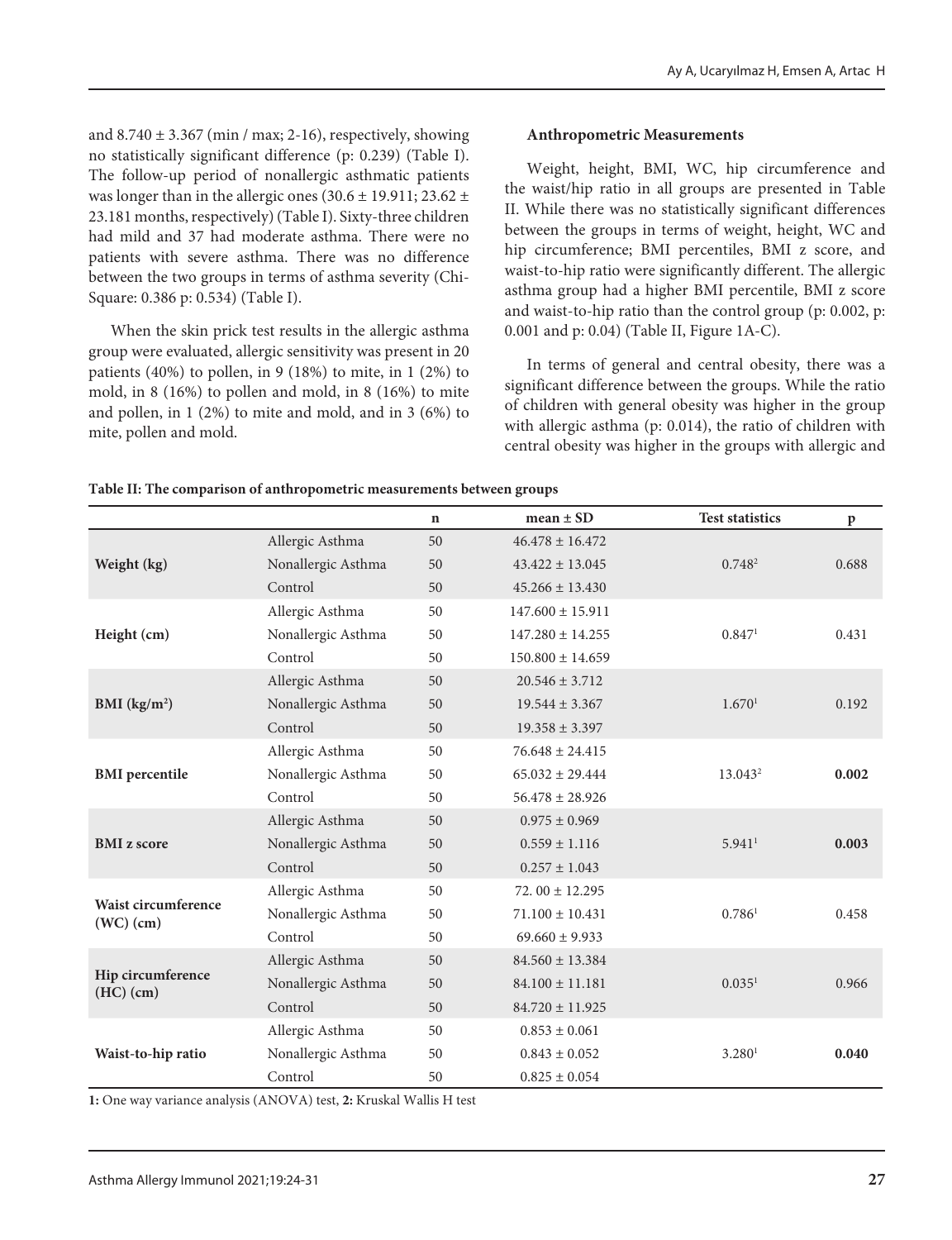and 8.740 ± 3.367 (min / max; 2-16), respectively, showing no statistically significant difference (p: 0.239) (Table I). The follow-up period of nonallergic asthmatic patients was longer than in the allergic ones (30.6 ± 19.911; 23.62 ± 23.181 months, respectively) (Table I). Sixty-three children had mild and 37 had moderate asthma. There were no patients with severe asthma. There was no difference between the two groups in terms of asthma severity (Chi-Square: 0.386 p: 0.534) (Table I).

When the skin prick test results in the allergic asthma group were evaluated, allergic sensitivity was present in 20 patients (40%) to pollen, in 9 (18%) to mite, in 1 (2%) to mold, in 8 (16%) to pollen and mold, in 8 (16%) to mite and pollen, in 1 (2%) to mite and mold, and in 3 (6%) to mite, pollen and mold.

**Anthropometric Measurements**

Weight, height, BMI, WC, hip circumference and the waist/hip ratio in all groups are presented in Table II. While there was no statistically significant differences between the groups in terms of weight, height, WC and hip circumference; BMI percentiles, BMI z score, and waist-to-hip ratio were significantly different. The allergic asthma group had a higher BMI percentile, BMI z score and waist-to-hip ratio than the control group (p: 0.002, p: 0.001 and p: 0.04) (Table II, Figure 1A-C).

In terms of general and central obesity, there was a significant difference between the groups. While the ratio of children with general obesity was higher in the group with allergic asthma (p: 0.014), the ratio of children with central obesity was higher in the groups with allergic and

**Table II: The comparison of anthropometric measurements between groups**

| | | n | mean ± SD | Test statistics | p |
|---|---|---|---|---|---|
| **Weight (kg)** | Allergic Asthma | 50 | 46.478 ± 16.472 | $0.748^2$ | 0.688 |
| | Nonallergic Asthma | 50 | 43.422 ± 13.045 | | |
| | Control | 50 | 45.266 ± 13.430 | | |
| **Height (cm)** | Allergic Asthma | 50 | 147.600 ± 15.911 | $0.847^1$ | 0.431 |
| | Nonallergic Asthma | 50 | 147.280 ± 14.255 | | |
| | Control | 50 | 150.800 ± 14.659 | | |
| **BMI (kg/m²)** | Allergic Asthma | 50 | 20.546 ± 3.712 | $1.670^1$ | 0.192 |
| | Nonallergic Asthma | 50 | 19.544 ± 3.367 | | |
| | Control | 50 | 19.358 ± 3.397 | | |
| **BMI percentile** | Allergic Asthma | 50 | 76.648 ± 24.415 | $13.043^2$ | **0.002** |
| | Nonallergic Asthma | 50 | 65.032 ± 29.444 | | |
| | Control | 50 | 56.478 ± 28.926 | | |
| **BMI z score** | Allergic Asthma | 50 | 0.975 ± 0.969 | $5.941^1$ | **0.003** |
| | Nonallergic Asthma | 50 | 0.559 ± 1.116 | | |
| | Control | 50 | 0.257 ± 1.043 | | |
| **Waist circumference (WC) (cm)** | Allergic Asthma | 50 | 72. 00 ± 12.295 | $0.786^1$ | 0.458 |
| | Nonallergic Asthma | 50 | 71.100 ± 10.431 | | |
| | Control | 50 | 69.660 ± 9.933 | | |
| **Hip circumference (HC) (cm)** | Allergic Asthma | 50 | 84.560 ± 13.384 | $0.035^1$ | 0.966 |
| | Nonallergic Asthma | 50 | 84.100 ± 11.181 | | |
| | Control | 50 | 84.720 ± 11.925 | | |
| **Waist-to-hip ratio** | Allergic Asthma | 50 | 0.853 ± 0.061 | $3.280^1$ | **0.040** |
| | Nonallergic Asthma | 50 | 0.843 ± 0.052 | | |
| | Control | 50 | 0.825 ± 0.054 | | |

**1:** One way variance analysis (ANOVA) test, **2:** Kruskal Wallis H test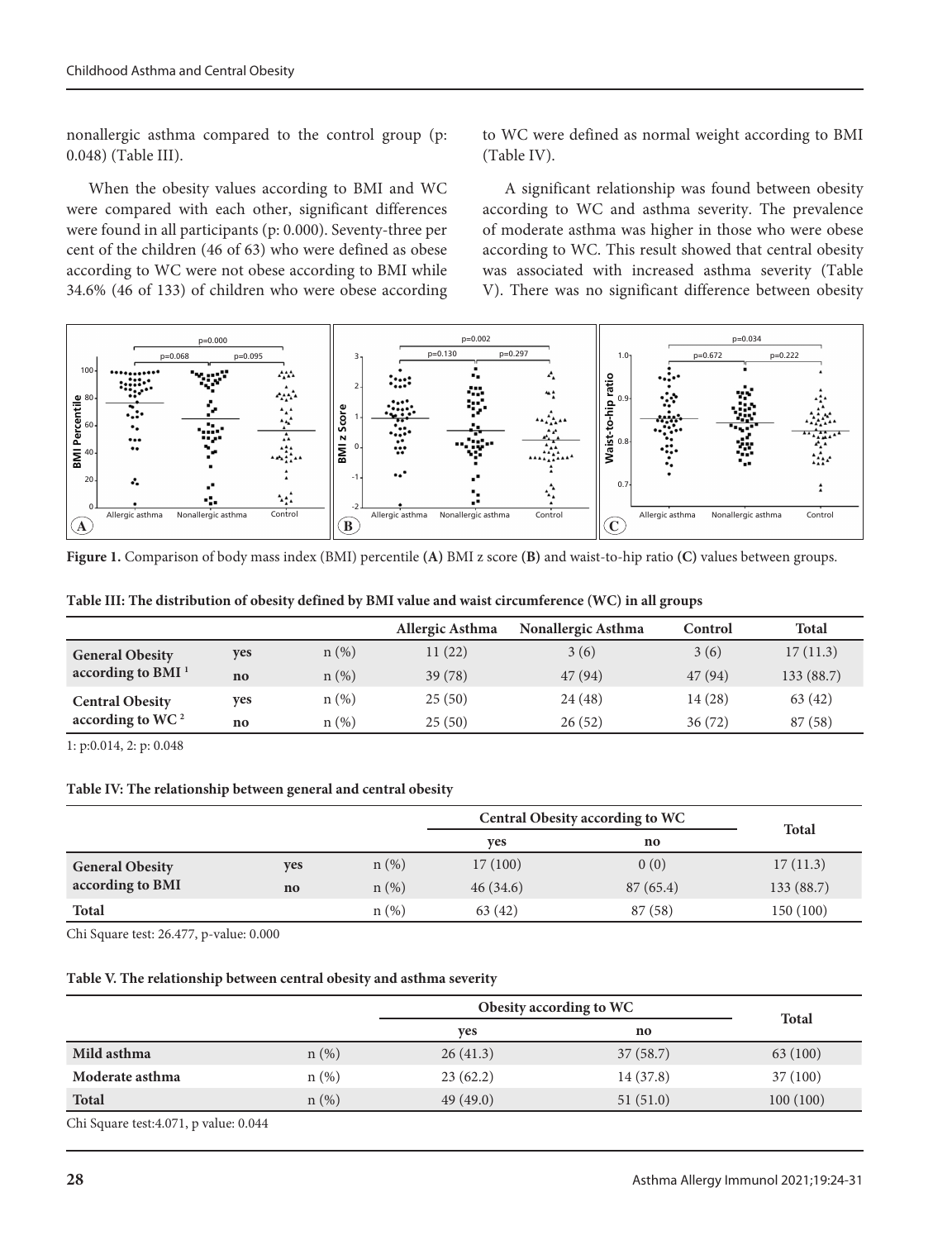nonallergic asthma compared to the control group (p: 0.048) (Table III).

When the obesity values according to BMI and WC were compared with each other, significant differences were found in all participants (p: 0.000). Seventy-three per cent of the children (46 of 63) who were defined as obese according to WC were not obese according to BMI while 34.6% (46 of 133) of children who were obese according to WC were defined as normal weight according to BMI (Table IV).

A significant relationship was found between obesity according to WC and asthma severity. The prevalence of moderate asthma was higher in those who were obese according to WC. This result showed that central obesity was associated with increased asthma severity (Table V). There was no significant difference between obesity

**Figure 1.** Comparison of body mass index (BMI) percentile **(A)** BMI z score **(B)** and waist-to-hip ratio **(C)** values between groups.

**Table III: The distribution of obesity defined by BMI value and waist circumference (WC) in all groups**

| | | | Allergic Asthma | Nonallergic Asthma | Control | Total |
|---|---|---|---|---|---|---|
| **General Obesity according to BMI [1]** | **yes** | n (%) | 11 (22) | 3 (6) | 3 (6) | 17 (11.3) |
| | **no** | n (%) | 39 (78) | 47 (94) | 47 (94) | 133 (88.7) |
| **Central Obesity according to WC [2]** | **yes** | n (%) | 25 (50) | 24 (48) | 14 (28) | 63 (42) |
| | **no** | n (%) | 25 (50) | 26 (52) | 36 (72) | 87 (58) |

1: p:0.014, 2: p: 0.048

**Table IV: The relationship between general and central obesity**

| | | | Central Obesity according to WC | | Total |
|---|---|---|---|---|---|
| | | | yes | no | |
| **General Obesity according to BMI** | **yes** | n (%) | 17 (100) | 0 (0) | 17 (11.3) |
| | **no** | n (%) | 46 (34.6) | 87 (65.4) | 133 (88.7) |
| **Total** | | n (%) | 63 (42) | 87 (58) | 150 (100) |

Chi Square test: 26.477, p-value: 0.000

**Table V. The relationship between central obesity and asthma severity**

| | | Obesity according to WC | | Total |
|---|---|---|---|---|
| | | yes | no | |
| **Mild asthma** | n (%) | 26 (41.3) | 37 (58.7) | 63 (100) |
| **Moderate asthma** | n (%) | 23 (62.2) | 14 (37.8) | 37 (100) |
| **Total** | n (%) | 49 (49.0) | 51 (51.0) | 100 (100) |

Chi Square test:4.071, p value: 0.044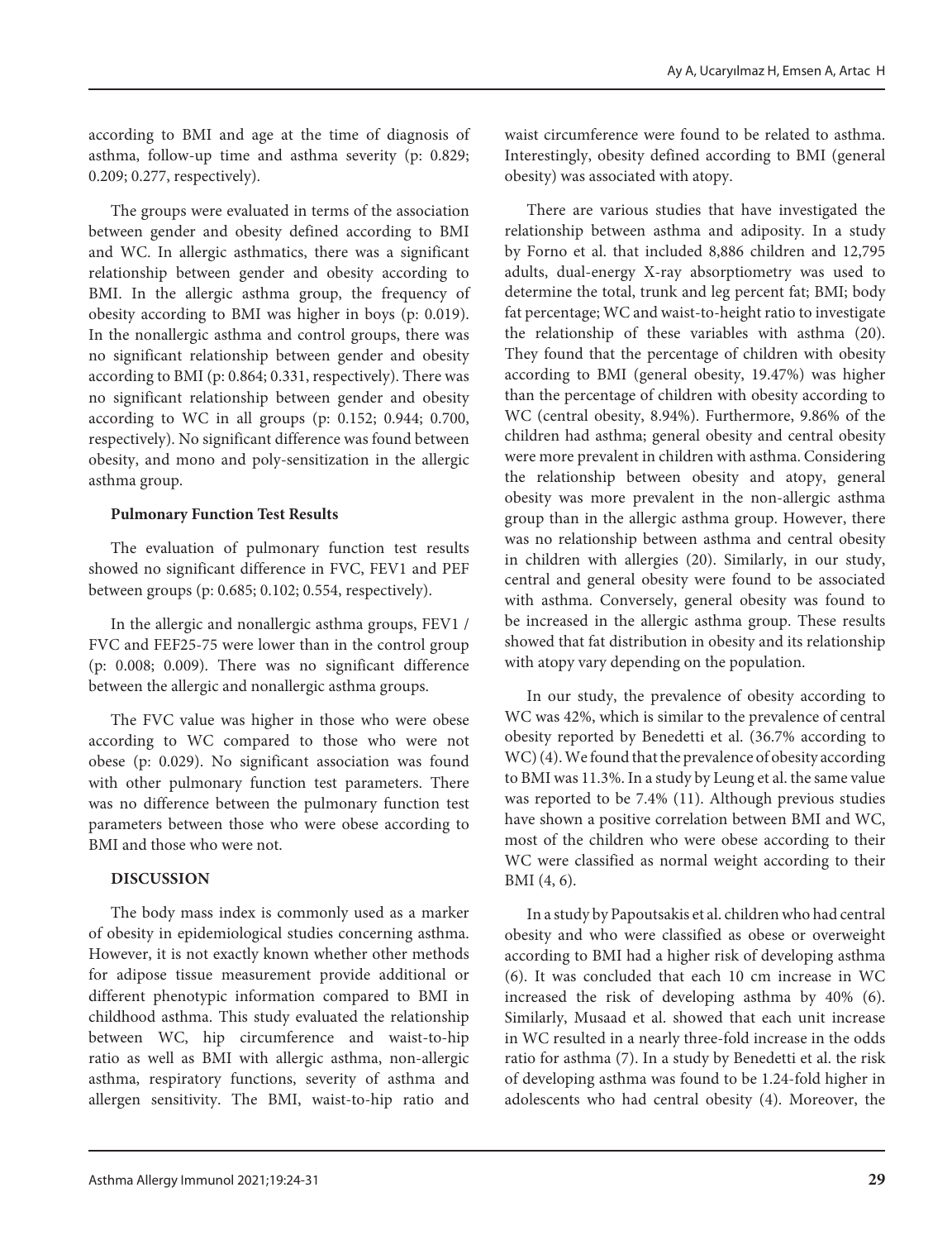according to BMI and age at the time of diagnosis of asthma, follow-up time and asthma severity (p: 0.829; 0.209; 0.277, respectively).

The groups were evaluated in terms of the association between gender and obesity defined according to BMI and WC. In allergic asthmatics, there was a significant relationship between gender and obesity according to BMI. In the allergic asthma group, the frequency of obesity according to BMI was higher in boys (p: 0.019). In the nonallergic asthma and control groups, there was no significant relationship between gender and obesity according to BMI (p: 0.864; 0.331, respectively). There was no significant relationship between gender and obesity according to WC in all groups (p: 0.152; 0.944; 0.700, respectively). No significant difference was found between obesity, and mono and poly-sensitization in the allergic asthma group.

**Pulmonary Function Test Results**

The evaluation of pulmonary function test results showed no significant difference in FVC, FEV1 and PEF between groups (p: 0.685; 0.102; 0.554, respectively).

In the allergic and nonallergic asthma groups, FEV1 / FVC and FEF25-75 were lower than in the control group (p: 0.008; 0.009). There was no significant difference between the allergic and nonallergic asthma groups.

The FVC value was higher in those who were obese according to WC compared to those who were not obese (p: 0.029). No significant association was found with other pulmonary function test parameters. There was no difference between the pulmonary function test parameters between those who were obese according to BMI and those who were not.

## DISCUSSION

The body mass index is commonly used as a marker of obesity in epidemiological studies concerning asthma. However, it is not exactly known whether other methods for adipose tissue measurement provide additional or different phenotypic information compared to BMI in childhood asthma. This study evaluated the relationship between WC, hip circumference and waist-to-hip ratio as well as BMI with allergic asthma, non-allergic asthma, respiratory functions, severity of asthma and allergen sensitivity. The BMI, waist-to-hip ratio and waist circumference were found to be related to asthma. Interestingly, obesity defined according to BMI (general obesity) was associated with atopy.

There are various studies that have investigated the relationship between asthma and adiposity. In a study by Forno et al. that included 8,886 children and 12,795 adults, dual-energy X-ray absorptiometry was used to determine the total, trunk and leg percent fat; BMI; body fat percentage; WC and waist-to-height ratio to investigate the relationship of these variables with asthma (20). They found that the percentage of children with obesity according to BMI (general obesity, 19.47%) was higher than the percentage of children with obesity according to WC (central obesity, 8.94%). Furthermore, 9.86% of the children had asthma; general obesity and central obesity were more prevalent in children with asthma. Considering the relationship between obesity and atopy, general obesity was more prevalent in the non-allergic asthma group than in the allergic asthma group. However, there was no relationship between asthma and central obesity in children with allergies (20). Similarly, in our study, central and general obesity were found to be associated with asthma. Conversely, general obesity was found to be increased in the allergic asthma group. These results showed that fat distribution in obesity and its relationship with atopy vary depending on the population.

In our study, the prevalence of obesity according to WC was 42%, which is similar to the prevalence of central obesity reported by Benedetti et al. (36.7% according to WC) (4). We found that the prevalence of obesity according to BMI was 11.3%. In a study by Leung et al. the same value was reported to be 7.4% (11). Although previous studies have shown a positive correlation between BMI and WC, most of the children who were obese according to their WC were classified as normal weight according to their BMI (4, 6).

In a study by Papoutsakis et al. children who had central obesity and who were classified as obese or overweight according to BMI had a higher risk of developing asthma (6). It was concluded that each 10 cm increase in WC increased the risk of developing asthma by 40% (6). Similarly, Musaad et al. showed that each unit increase in WC resulted in a nearly three-fold increase in the odds ratio for asthma (7). In a study by Benedetti et al. the risk of developing asthma was found to be 1.24-fold higher in adolescents who had central obesity (4). Moreover, the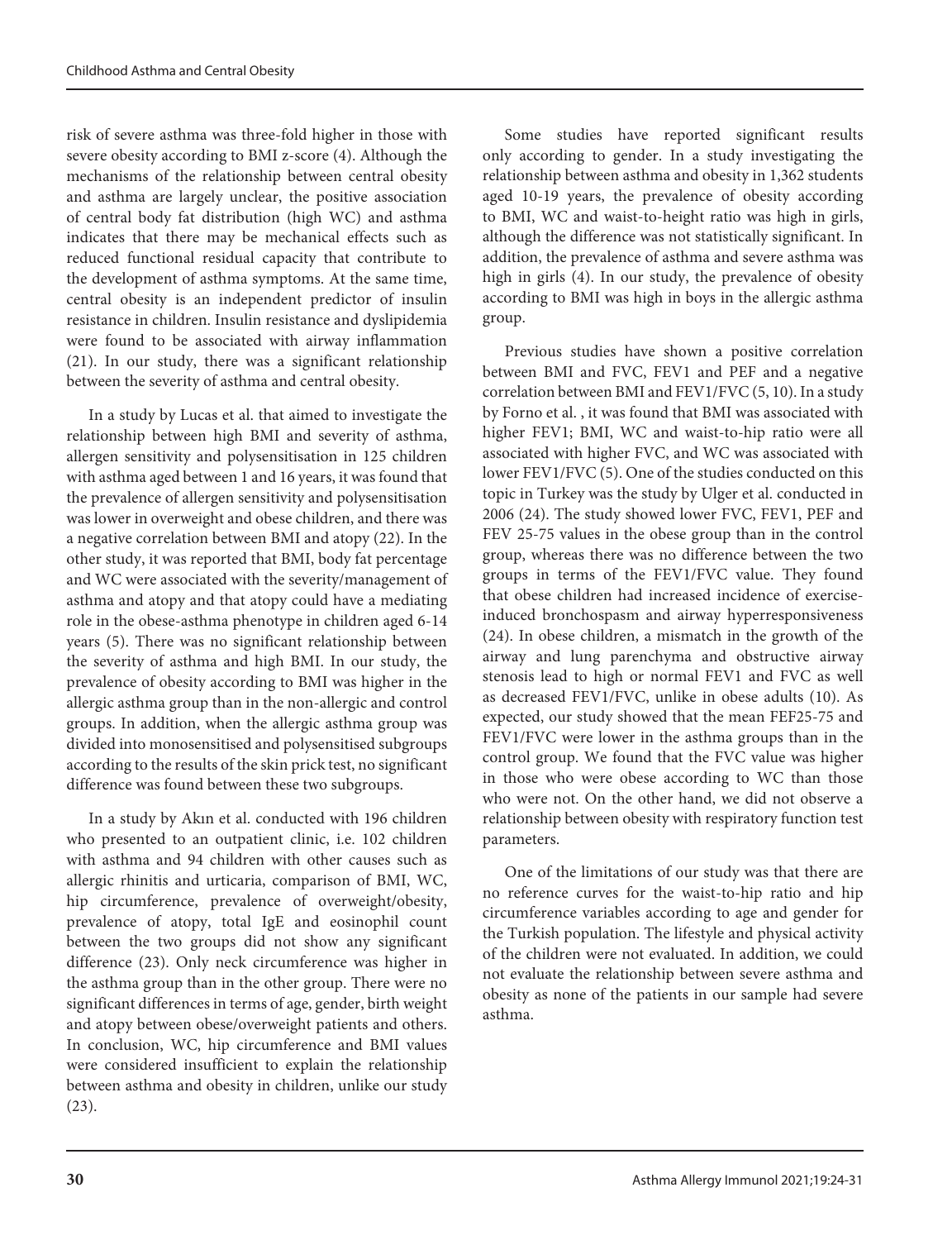risk of severe asthma was three-fold higher in those with severe obesity according to BMI z-score (4). Although the mechanisms of the relationship between central obesity and asthma are largely unclear, the positive association of central body fat distribution (high WC) and asthma indicates that there may be mechanical effects such as reduced functional residual capacity that contribute to the development of asthma symptoms. At the same time, central obesity is an independent predictor of insulin resistance in children. Insulin resistance and dyslipidemia were found to be associated with airway inflammation (21). In our study, there was a significant relationship between the severity of asthma and central obesity.

In a study by Lucas et al. that aimed to investigate the relationship between high BMI and severity of asthma, allergen sensitivity and polysensitisation in 125 children with asthma aged between 1 and 16 years, it was found that the prevalence of allergen sensitivity and polysensitisation was lower in overweight and obese children, and there was a negative correlation between BMI and atopy (22). In the other study, it was reported that BMI, body fat percentage and WC were associated with the severity/management of asthma and atopy and that atopy could have a mediating role in the obese-asthma phenotype in children aged 6-14 years (5). There was no significant relationship between the severity of asthma and high BMI. In our study, the prevalence of obesity according to BMI was higher in the allergic asthma group than in the non-allergic and control groups. In addition, when the allergic asthma group was divided into monosensitised and polysensitised subgroups according to the results of the skin prick test, no significant difference was found between these two subgroups.

In a study by Akın et al. conducted with 196 children who presented to an outpatient clinic, i.e. 102 children with asthma and 94 children with other causes such as allergic rhinitis and urticaria, comparison of BMI, WC, hip circumference, prevalence of overweight/obesity, prevalence of atopy, total IgE and eosinophil count between the two groups did not show any significant difference (23). Only neck circumference was higher in the asthma group than in the other group. There were no significant differences in terms of age, gender, birth weight and atopy between obese/overweight patients and others. In conclusion, WC, hip circumference and BMI values were considered insufficient to explain the relationship between asthma and obesity in children, unlike our study (23).

Some studies have reported significant results only according to gender. In a study investigating the relationship between asthma and obesity in 1,362 students aged 10-19 years, the prevalence of obesity according to BMI, WC and waist-to-height ratio was high in girls, although the difference was not statistically significant. In addition, the prevalence of asthma and severe asthma was high in girls (4). In our study, the prevalence of obesity according to BMI was high in boys in the allergic asthma group.

Previous studies have shown a positive correlation between BMI and FVC, FEV1 and PEF and a negative correlation between BMI and FEV1/FVC (5, 10). In a study by Forno et al. , it was found that BMI was associated with higher FEV1; BMI, WC and waist-to-hip ratio were all associated with higher FVC, and WC was associated with lower FEV1/FVC (5). One of the studies conducted on this topic in Turkey was the study by Ulger et al. conducted in 2006 (24). The study showed lower FVC, FEV1, PEF and FEV 25-75 values in the obese group than in the control group, whereas there was no difference between the two groups in terms of the FEV1/FVC value. They found that obese children had increased incidence of exercise-induced bronchospasm and airway hyperresponsiveness (24). In obese children, a mismatch in the growth of the airway and lung parenchyma and obstructive airway stenosis lead to high or normal FEV1 and FVC as well as decreased FEV1/FVC, unlike in obese adults (10). As expected, our study showed that the mean FEF25-75 and FEV1/FVC were lower in the asthma groups than in the control group. We found that the FVC value was higher in those who were obese according to WC than those who were not. On the other hand, we did not observe a relationship between obesity with respiratory function test parameters.

One of the limitations of our study was that there are no reference curves for the waist-to-hip ratio and hip circumference variables according to age and gender for the Turkish population. The lifestyle and physical activity of the children were not evaluated. In addition, we could not evaluate the relationship between severe asthma and obesity as none of the patients in our sample had severe asthma.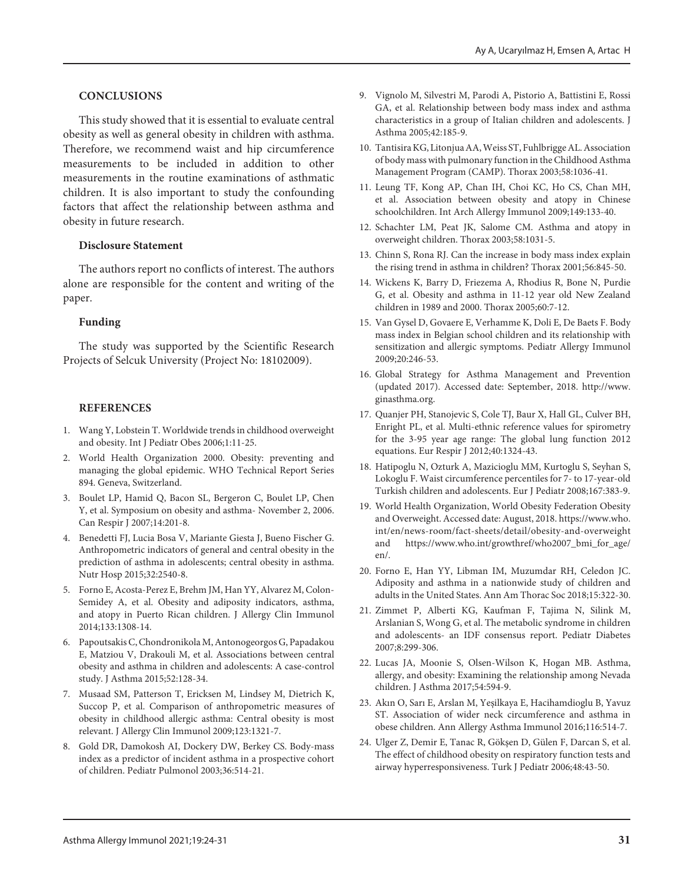## CONCLUSIONS

This study showed that it is essential to evaluate central obesity as well as general obesity in children with asthma. Therefore, we recommend waist and hip circumference measurements to be included in addition to other measurements in the routine examinations of asthmatic children. It is also important to study the confounding factors that affect the relationship between asthma and obesity in future research.

### Disclosure Statement

The authors report no conflicts of interest. The authors alone are responsible for the content and writing of the paper.

### Funding

The study was supported by the Scientific Research Projects of Selcuk University (Project No: 18102009).

## REFERENCES

1. Wang Y, Lobstein T. Worldwide trends in childhood overweight and obesity. Int J Pediatr Obes 2006;1:11-25.
2. World Health Organization 2000. Obesity: preventing and managing the global epidemic. WHO Technical Report Series 894. Geneva, Switzerland.
3. Boulet LP, Hamid Q, Bacon SL, Bergeron C, Boulet LP, Chen Y, et al. Symposium on obesity and asthma- November 2, 2006. Can Respir J 2007;14:201-8.
4. Benedetti FJ, Lucia Bosa V, Mariante Giesta J, Bueno Fischer G. Anthropometric indicators of general and central obesity in the prediction of asthma in adolescents; central obesity in asthma. Nutr Hosp 2015;32:2540-8.
5. Forno E, Acosta-Perez E, Brehm JM, Han YY, Alvarez M, Colon-Semidey A, et al. Obesity and adiposity indicators, asthma, and atopy in Puerto Rican children. J Allergy Clin Immunol 2014;133:1308-14.
6. Papoutsakis C, Chondronikola M, Antonogeorgos G, Papadakou E, Matziou V, Drakouli M, et al. Associations between central obesity and asthma in children and adolescents: A case-control study. J Asthma 2015;52:128-34.
7. Musaad SM, Patterson T, Ericksen M, Lindsey M, Dietrich K, Succop P, et al. Comparison of anthropometric measures of obesity in childhood allergic asthma: Central obesity is most relevant. J Allergy Clin Immunol 2009;123:1321-7.
8. Gold DR, Damokosh AI, Dockery DW, Berkey CS. Body-mass index as a predictor of incident asthma in a prospective cohort of children. Pediatr Pulmonol 2003;36:514-21.
9. Vignolo M, Silvestri M, Parodi A, Pistorio A, Battistini E, Rossi GA, et al. Relationship between body mass index and asthma characteristics in a group of Italian children and adolescents. J Asthma 2005;42:185-9.
10. Tantisira KG, Litonjua AA, Weiss ST, Fuhlbrigge AL. Association of body mass with pulmonary function in the Childhood Asthma Management Program (CAMP). Thorax 2003;58:1036-41.
11. Leung TF, Kong AP, Chan IH, Choi KC, Ho CS, Chan MH, et al. Association between obesity and atopy in Chinese schoolchildren. Int Arch Allergy Immunol 2009;149:133-40.
12. Schachter LM, Peat JK, Salome CM. Asthma and atopy in overweight children. Thorax 2003;58:1031-5.
13. Chinn S, Rona RJ. Can the increase in body mass index explain the rising trend in asthma in children? Thorax 2001;56:845-50.
14. Wickens K, Barry D, Friezema A, Rhodius R, Bone N, Purdie G, et al. Obesity and asthma in 11-12 year old New Zealand children in 1989 and 2000. Thorax 2005;60:7-12.
15. Van Gysel D, Govaere E, Verhamme K, Doli E, De Baets F. Body mass index in Belgian school children and its relationship with sensitization and allergic symptoms. Pediatr Allergy Immunol 2009;20:246-53.
16. Global Strategy for Asthma Management and Prevention (updated 2017). Accessed date: September, 2018. http://www.ginasthma.org.
17. Quanjer PH, Stanojevic S, Cole TJ, Baur X, Hall GL, Culver BH, Enright PL, et al. Multi-ethnic reference values for spirometry for the 3-95 year age range: The global lung function 2012 equations. Eur Respir J 2012;40:1324-43.
18. Hatipoglu N, Ozturk A, Mazicioglu MM, Kurtoglu S, Seyhan S, Lokoglu F. Waist circumference percentiles for 7- to 17-year-old Turkish children and adolescents. Eur J Pediatr 2008;167:383-9.
19. World Health Organization, World Obesity Federation Obesity and Overweight. Accessed date: August, 2018. https://www.who.int/en/news-room/fact-sheets/detail/obesity-and-overweight and https://www.who.int/growthref/who2007_bmi_for_age/en/.
20. Forno E, Han YY, Libman IM, Muzumdar RH, Celedon JC. Adiposity and asthma in a nationwide study of children and adults in the United States. Ann Am Thorac Soc 2018;15:322-30.
21. Zimmet P, Alberti KG, Kaufman F, Tajima N, Silink M, Arslanian S, Wong G, et al. The metabolic syndrome in children and adolescents- an IDF consensus report. Pediatr Diabetes 2007;8:299-306.
22. Lucas JA, Moonie S, Olsen-Wilson K, Hogan MB. Asthma, allergy, and obesity: Examining the relationship among Nevada children. J Asthma 2017;54:594-9.
23. Akın O, Sarı E, Arslan M, Yeşilkaya E, Hacihamdioglu B, Yavuz ST. Association of wider neck circumference and asthma in obese children. Ann Allergy Asthma Immunol 2016;116:514-7.
24. Ulger Z, Demir E, Tanac R, Gökşen D, Gülen F, Darcan S, et al. The effect of childhood obesity on respiratory function tests and airway hyperresponsiveness. Turk J Pediatr 2006;48:43-50.